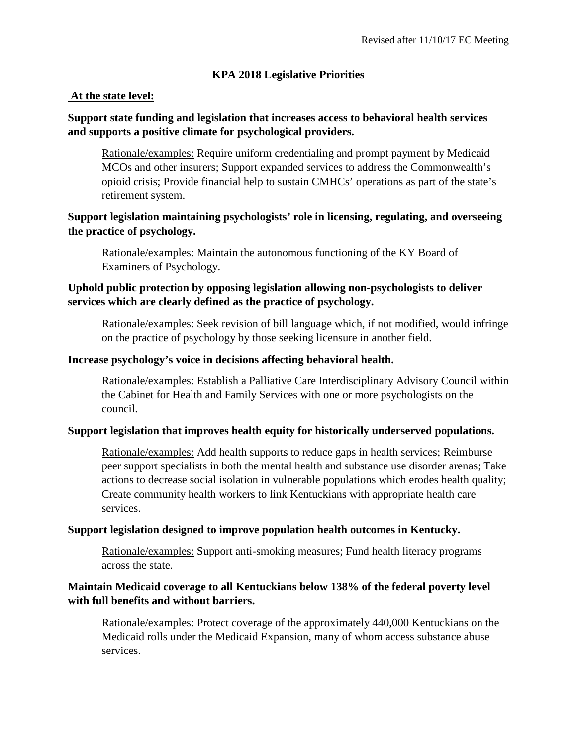Revised after 11/10/17 EC Meeting

# KPA 2018 Legislative Priorities

## At the state level:

**Support state funding and legislation that increases access to behavioral health services and supports a positive climate for psychological providers.**

> Rationale/examples: Require uniform credentialing and prompt payment by Medicaid MCOs and other insurers; Support expanded services to address the Commonwealth's opioid crisis; Provide financial help to sustain CMHCs' operations as part of the state's retirement system.

**Support legislation maintaining psychologists' role in licensing, regulating, and overseeing the practice of psychology.**

> Rationale/examples: Maintain the autonomous functioning of the KY Board of Examiners of Psychology.

**Uphold public protection by opposing legislation allowing non-psychologists to deliver services which are clearly defined as the practice of psychology.**

> Rationale/examples: Seek revision of bill language which, if not modified, would infringe on the practice of psychology by those seeking licensure in another field.

**Increase psychology's voice in decisions affecting behavioral health.**

> Rationale/examples: Establish a Palliative Care Interdisciplinary Advisory Council within the Cabinet for Health and Family Services with one or more psychologists on the council.

**Support legislation that improves health equity for historically underserved populations.**

> Rationale/examples: Add health supports to reduce gaps in health services; Reimburse peer support specialists in both the mental health and substance use disorder arenas; Take actions to decrease social isolation in vulnerable populations which erodes health quality; Create community health workers to link Kentuckians with appropriate health care services.

**Support legislation designed to improve population health outcomes in Kentucky.**

> Rationale/examples: Support anti-smoking measures; Fund health literacy programs across the state.

**Maintain Medicaid coverage to all Kentuckians below 138% of the federal poverty level with full benefits and without barriers.**

> Rationale/examples: Protect coverage of the approximately 440,000 Kentuckians on the Medicaid rolls under the Medicaid Expansion, many of whom access substance abuse services.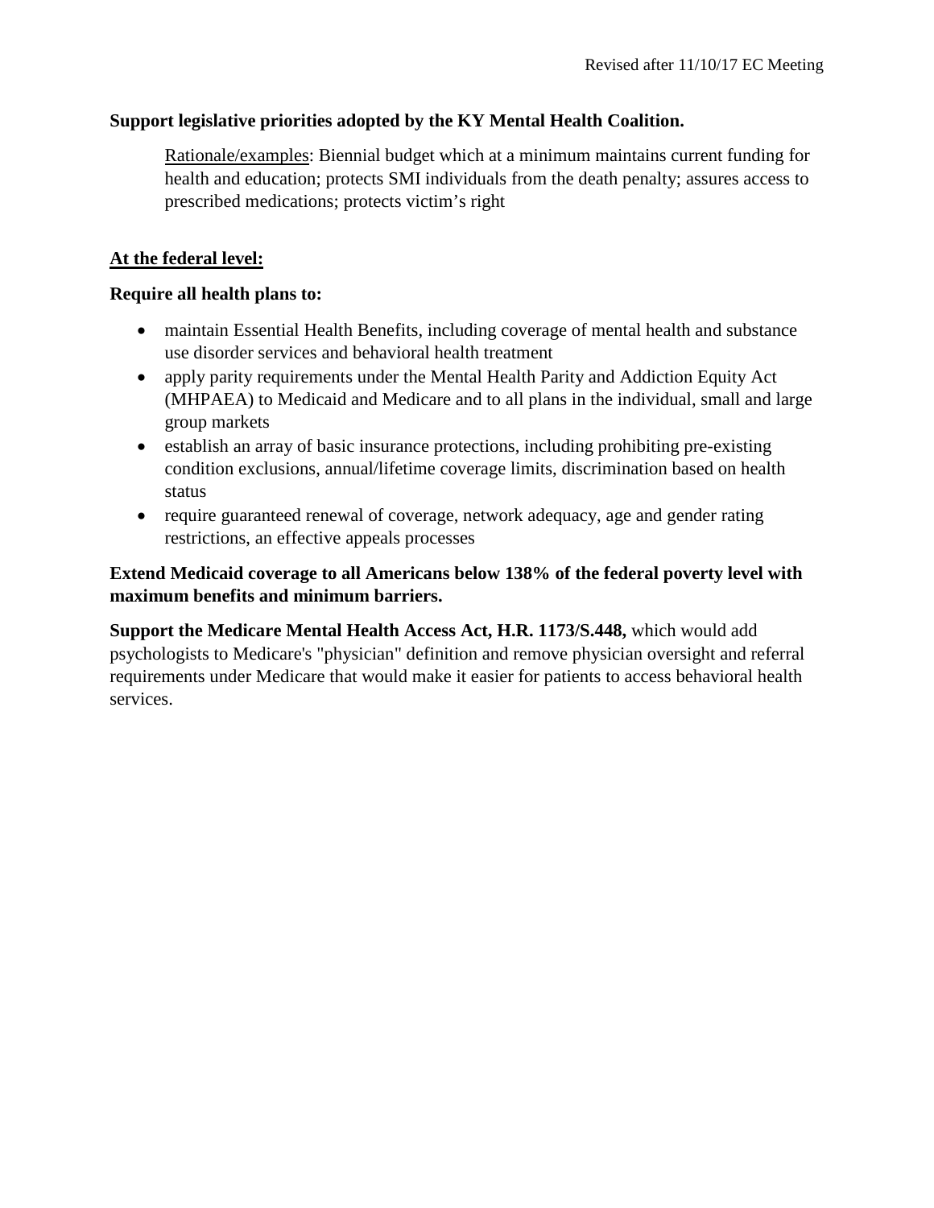Revised after 11/10/17 EC Meeting

**Support legislative priorities adopted by the KY Mental Health Coalition.**

> Rationale/examples: Biennial budget which at a minimum maintains current funding for health and education; protects SMI individuals from the death penalty; assures access to prescribed medications; protects victim's right

**At the federal level:**

**Require all health plans to:**

- maintain Essential Health Benefits, including coverage of mental health and substance use disorder services and behavioral health treatment
- apply parity requirements under the Mental Health Parity and Addiction Equity Act (MHPAEA) to Medicaid and Medicare and to all plans in the individual, small and large group markets
- establish an array of basic insurance protections, including prohibiting pre-existing condition exclusions, annual/lifetime coverage limits, discrimination based on health status
- require guaranteed renewal of coverage, network adequacy, age and gender rating restrictions, an effective appeals processes

**Extend Medicaid coverage to all Americans below 138% of the federal poverty level with maximum benefits and minimum barriers.**

**Support the Medicare Mental Health Access Act, H.R. 1173/S.448,** which would add psychologists to Medicare's "physician" definition and remove physician oversight and referral requirements under Medicare that would make it easier for patients to access behavioral health services.